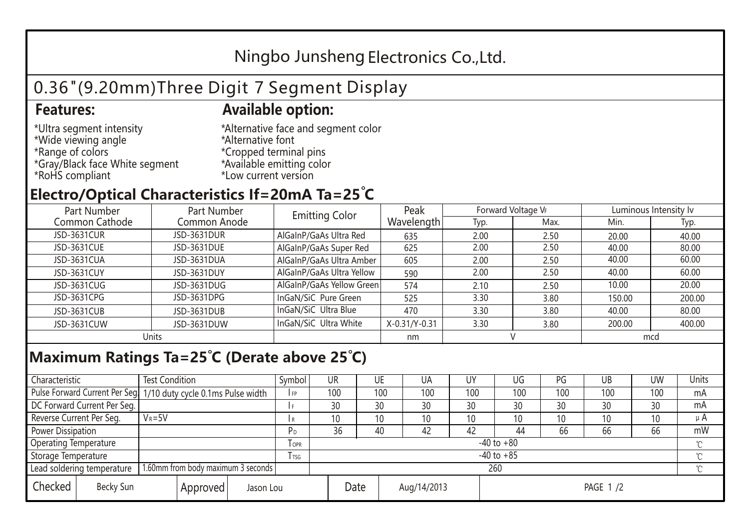# Ningbo Junsheng Electronics Co.,Ltd.

## 0.36"(9.20mm)Three Digit 7 Segment Display

**Features:**

*Ultra segment intensity
*Wide viewing angle
*Range of colors
*Gray/Black face White segment
*RoHS compliant

**Available option:**

*Alternative face and segment color
*Alternative font
*Cropped terminal pins
*Available emitting color
*Low current version

## Electro/Optical Characteristics If=20mA Ta=25°C

| Part Number Common Cathode | Part Number Common Anode | Emitting Color | Peak Wavelength | Forward Voltage $V_F$ | | Luminous Intensity Iv | |
|---|---|---|---|---|---|---|---|
| | | | | Typ. | Max. | Min. | Typ. |
| JSD-3631CUR | JSD-3631DUR | AlGaInP/GaAs Ultra Red | 635 | 2.00 | 2.50 | 20.00 | 40.00 |
| JSD-3631CUE | JSD-3631DUE | AlGaInP/GaAs Super Red | 625 | 2.00 | 2.50 | 40.00 | 80.00 |
| JSD-3631CUA | JSD-3631DUA | AlGaInP/GaAs Ultra Amber | 605 | 2.00 | 2.50 | 40.00 | 60.00 |
| JSD-3631CUY | JSD-3631DUY | AlGaInP/GaAs Ultra Yellow | 590 | 2.00 | 2.50 | 40.00 | 60.00 |
| JSD-3631CUG | JSD-3631DUG | AlGaInP/GaAs Yellow Green | 574 | 2.10 | 2.50 | 10.00 | 20.00 |
| JSD-3631CPG | JSD-3631DPG | InGaN/SiC Pure Green | 525 | 3.30 | 3.80 | 150.00 | 200.00 |
| JSD-3631CUB | JSD-3631DUB | InGaN/SiC Ultra Blue | 470 | 3.30 | 3.80 | 40.00 | 80.00 |
| JSD-3631CUW | JSD-3631DUW | InGaN/SiC Ultra White | X-0.31/Y-0.31 | 3.30 | 3.80 | 200.00 | 400.00 |
| Units | | | nm | V | | mcd | |

## Maximum Ratings Ta=25°C (Derate above 25°C)

| Characteristic | Test Condition | Symbol | UR | UE | UA | UY | UG | PG | UB | UW | Units |
|---|---|---|---|---|---|---|---|---|---|---|---|
| Pulse Forward Current Per Seg. | 1/10 duty cycle 0.1ms Pulse width | $I_{FP}$ | 100 | 100 | 100 | 100 | 100 | 100 | 100 | 100 | mA |
| DC Forward Current Per Seg. | | $I_F$ | 30 | 30 | 30 | 30 | 30 | 30 | 30 | 30 | mA |
| Reverse Current Per Seg. | $V_R$=5V | $I_R$ | 10 | 10 | 10 | 10 | 10 | 10 | 10 | 10 | μA |
| Power Dissipation | | $P_D$ | 36 | 40 | 42 | 42 | 44 | 66 | 66 | 66 | mW |
| Operating Temperature | | $T_{OPR}$ | -40 to +80 | | | | | | | | ℃ |
| Storage Temperature | | $T_{TSG}$ | -40 to +85 | | | | | | | | ℃ |
| Lead soldering temperature | 1.60mm from body maximum 3 seconds | | 260 | | | | | | | | ℃ |

| Checked | Becky Sun | Approved | Jason Lou | Date | Aug/14/2013 | PAGE 1 /2 |
|---|---|---|---|---|---|---|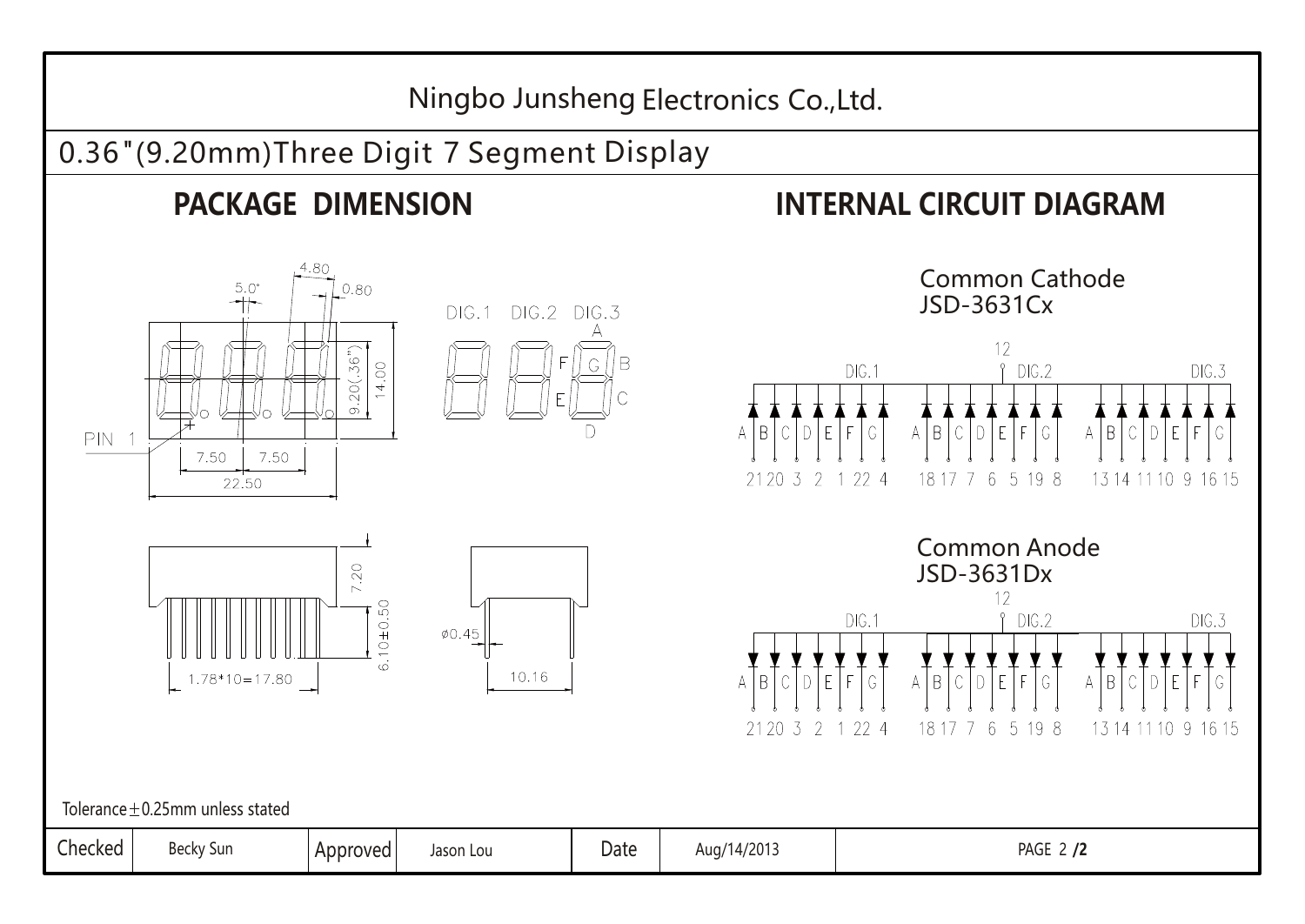Ningbo Junsheng Electronics Co.,Ltd.

0.36"(9.20mm)Three Digit 7 Segment Display

## PACKAGE DIMENSION

4.80
5.0°
0.80
9.20(.36")
14.00
PIN 1
7.50
7.50
22.50

DIG.1 DIG.2 DIG.3
A
F G B
E C
D

7.20
6.10±0.50
1.78*10=17.80
ø0.45
10.16

## INTERNAL CIRCUIT DIAGRAM

Common Cathode
JSD-3631Cx

12
DIG.1 DIG.2 DIG.3
A B C D E F G A B C D E F G A B C D E F G
21 20 3 2 1 22 4 18 17 7 6 5 19 8 13 14 11 10 9 16 15

Common Anode
JSD-3631Dx

12
DIG.1 DIG.2 DIG.3
A B C D E F G A B C D E F G A B C D E F G
21 20 3 2 1 22 4 18 17 7 6 5 19 8 13 14 11 10 9 16 15

Tolerance ± 0.25mm unless stated

| Checked | Becky Sun | Approved | Jason Lou | Date | Aug/14/2013 |
|---|---|---|---|---|---|